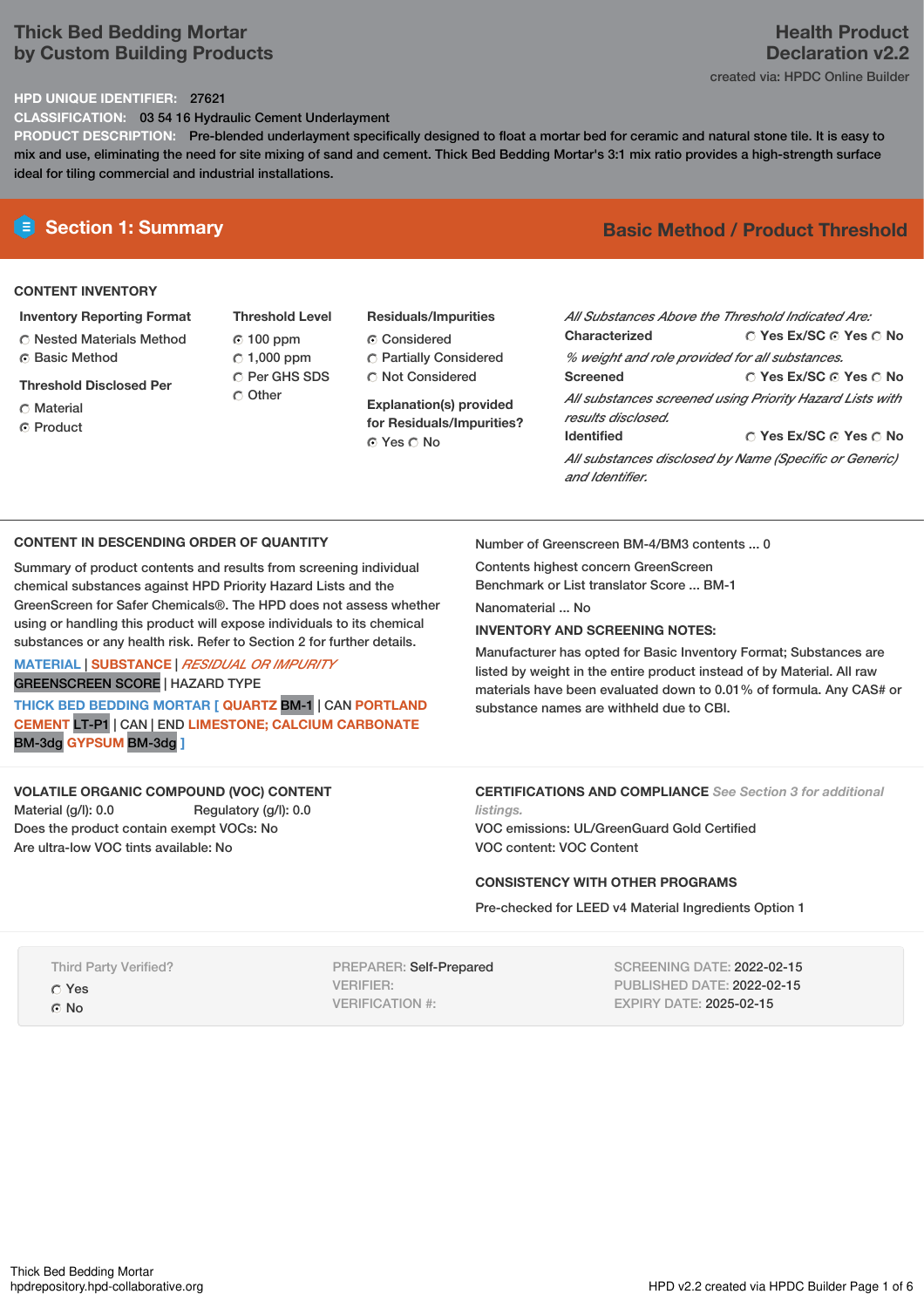# Thick Bed Bedding Mortar by Custom Building Products

**Health Product Declaration v2.2**

created via: HPDC Online Builder

**HPD UNIQUE IDENTIFIER:** 27621

**CLASSIFICATION:** 03 54 16 Hydraulic Cement Underlayment

**PRODUCT DESCRIPTION:** Pre-blended underlayment specifically designed to float a mortar bed for ceramic and natural stone tile. It is easy to mix and use, eliminating the need for site mixing of sand and cement. Thick Bed Bedding Mortar's 3:1 mix ratio provides a high-strength surface ideal for tiling commercial and industrial installations.

## Section 1: Summary

**Basic Method / Product Threshold**

### CONTENT INVENTORY

**Inventory Reporting Format**
- ○ Nested Materials Method
- ◉ Basic Method

**Threshold Disclosed Per**
- ○ Material
- ◉ Product

**Threshold Level**
- ◉ 100 ppm
- ○ 1,000 ppm
- ○ Per GHS SDS
- ○ Other

**Residuals/Impurities**
- ◉ Considered
- ○ Partially Considered
- ○ Not Considered

**Explanation(s) provided for Residuals/Impurities?**
◉ Yes ○ No

*All Substances Above the Threshold Indicated Are:*

**Characterized** ○ Yes Ex/SC ◉ Yes ○ No
*% weight and role provided for all substances.*

**Screened** ○ Yes Ex/SC ◉ Yes ○ No
*All substances screened using Priority Hazard Lists with results disclosed.*

**Identified** ○ Yes Ex/SC ◉ Yes ○ No
*All substances disclosed by Name (Specific or Generic) and Identifier.*

### CONTENT IN DESCENDING ORDER OF QUANTITY

Summary of product contents and results from screening individual chemical substances against HPD Priority Hazard Lists and the GreenScreen for Safer Chemicals®. The HPD does not assess whether using or handling this product will expose individuals to its chemical substances or any health risk. Refer to Section 2 for further details.

MATERIAL | SUBSTANCE | *RESIDUAL OR IMPURITY*
GREENSCREEN SCORE | HAZARD TYPE

**THICK BED BEDDING MORTAR [ QUARTZ** BM-1 | CAN **PORTLAND CEMENT** LT-P1 | CAN | END **LIMESTONE; CALCIUM CARBONATE** BM-3dg **GYPSUM** BM-3dg **]**

Number of Greenscreen BM-4/BM3 contents ... 0

Contents highest concern GreenScreen Benchmark or List translator Score ... BM-1

Nanomaterial ... No

**INVENTORY AND SCREENING NOTES:**

Manufacturer has opted for Basic Inventory Format; Substances are listed by weight in the entire product instead of by Material. All raw materials have been evaluated down to 0.01% of formula. Any CAS# or substance names are withheld due to CBI.

### VOLATILE ORGANIC COMPOUND (VOC) CONTENT

Material (g/l): 0.0  Regulatory (g/l): 0.0

Does the product contain exempt VOCs: No

Are ultra-low VOC tints available: No

### CERTIFICATIONS AND COMPLIANCE

*See Section 3 for additional listings.*

VOC emissions: UL/GreenGuard Gold Certified

VOC content: VOC Content

### CONSISTENCY WITH OTHER PROGRAMS

Pre-checked for LEED v4 Material Ingredients Option 1

Third Party Verified?
- ○ Yes
- ◉ No

PREPARER: Self-Prepared
VERIFIER:
VERIFICATION #:

SCREENING DATE: 2022-02-15
PUBLISHED DATE: 2022-02-15
EXPIRY DATE: 2025-02-15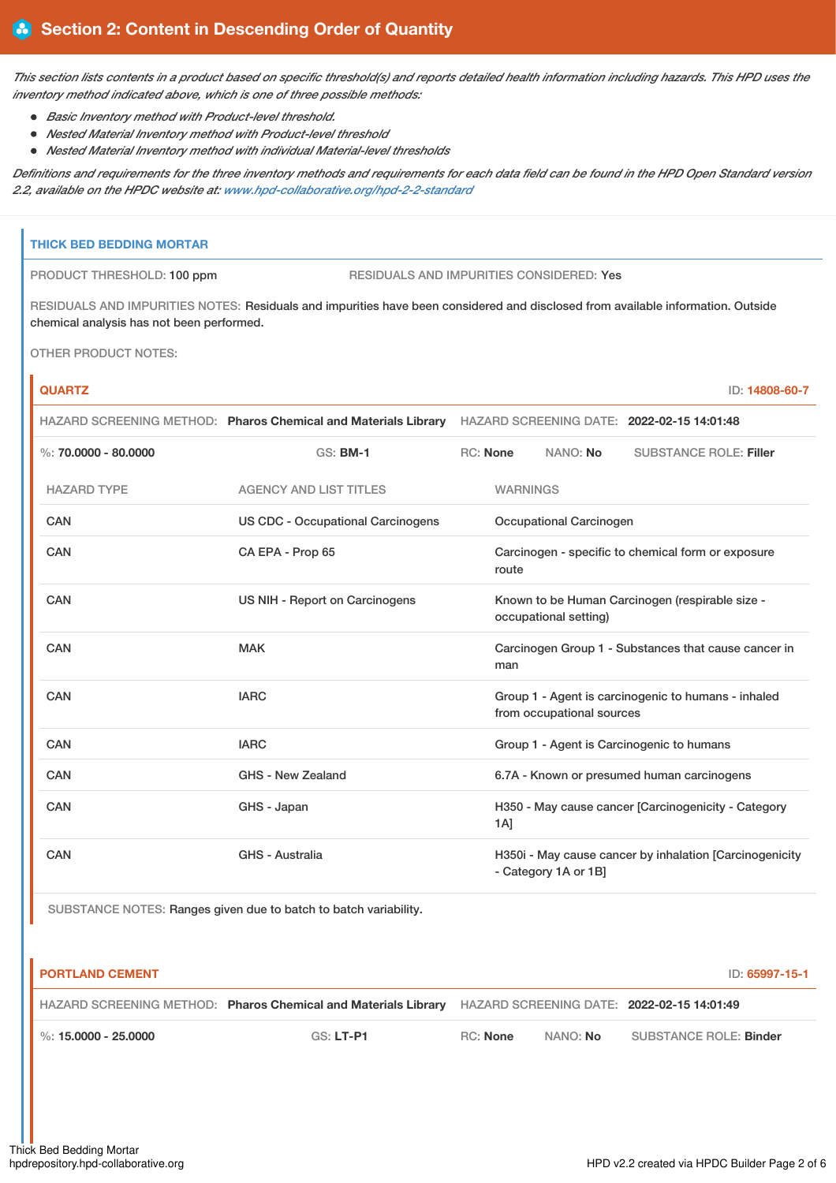## Section 2: Content in Descending Order of Quantity

*This section lists contents in a product based on specific threshold(s) and reports detailed health information including hazards. This HPD uses the inventory method indicated above, which is one of three possible methods:*

- *Basic Inventory method with Product-level threshold.*
- *Nested Material Inventory method with Product-level threshold*
- *Nested Material Inventory method with individual Material-level thresholds*

*Definitions and requirements for the three inventory methods and requirements for each data field can be found in the HPD Open Standard version 2.2, available on the HPDC website at: www.hpd-collaborative.org/hpd-2-2-standard*

### THICK BED BEDDING MORTAR

PRODUCT THRESHOLD: 100 ppm | RESIDUALS AND IMPURITIES CONSIDERED: Yes

RESIDUALS AND IMPURITIES NOTES: Residuals and impurities have been considered and disclosed from available information. Outside chemical analysis has not been performed.

OTHER PRODUCT NOTES:

#### QUARTZ

ID: 14808-60-7

HAZARD SCREENING METHOD: **Pharos Chemical and Materials Library** | HAZARD SCREENING DATE: **2022-02-15 14:01:48**

%: **70.0000 - 80.0000** | GS: **BM-1** | RC: **None** | NANO: **No** | SUBSTANCE ROLE: **Filler**

| HAZARD TYPE | AGENCY AND LIST TITLES | WARNINGS |
|---|---|---|
| CAN | US CDC - Occupational Carcinogens | Occupational Carcinogen |
| CAN | CA EPA - Prop 65 | Carcinogen - specific to chemical form or exposure route |
| CAN | US NIH - Report on Carcinogens | Known to be Human Carcinogen (respirable size - occupational setting) |
| CAN | MAK | Carcinogen Group 1 - Substances that cause cancer in man |
| CAN | IARC | Group 1 - Agent is carcinogenic to humans - inhaled from occupational sources |
| CAN | IARC | Group 1 - Agent is Carcinogenic to humans |
| CAN | GHS - New Zealand | 6.7A - Known or presumed human carcinogens |
| CAN | GHS - Japan | H350 - May cause cancer [Carcinogenicity - Category 1A] |
| CAN | GHS - Australia | H350i - May cause cancer by inhalation [Carcinogenicity - Category 1A or 1B] |

SUBSTANCE NOTES: Ranges given due to batch to batch variability.

#### PORTLAND CEMENT

ID: 65997-15-1

HAZARD SCREENING METHOD: **Pharos Chemical and Materials Library** | HAZARD SCREENING DATE: **2022-02-15 14:01:49**

%: **15.0000 - 25.0000** | GS: **LT-P1** | RC: **None** | NANO: **No** | SUBSTANCE ROLE: **Binder**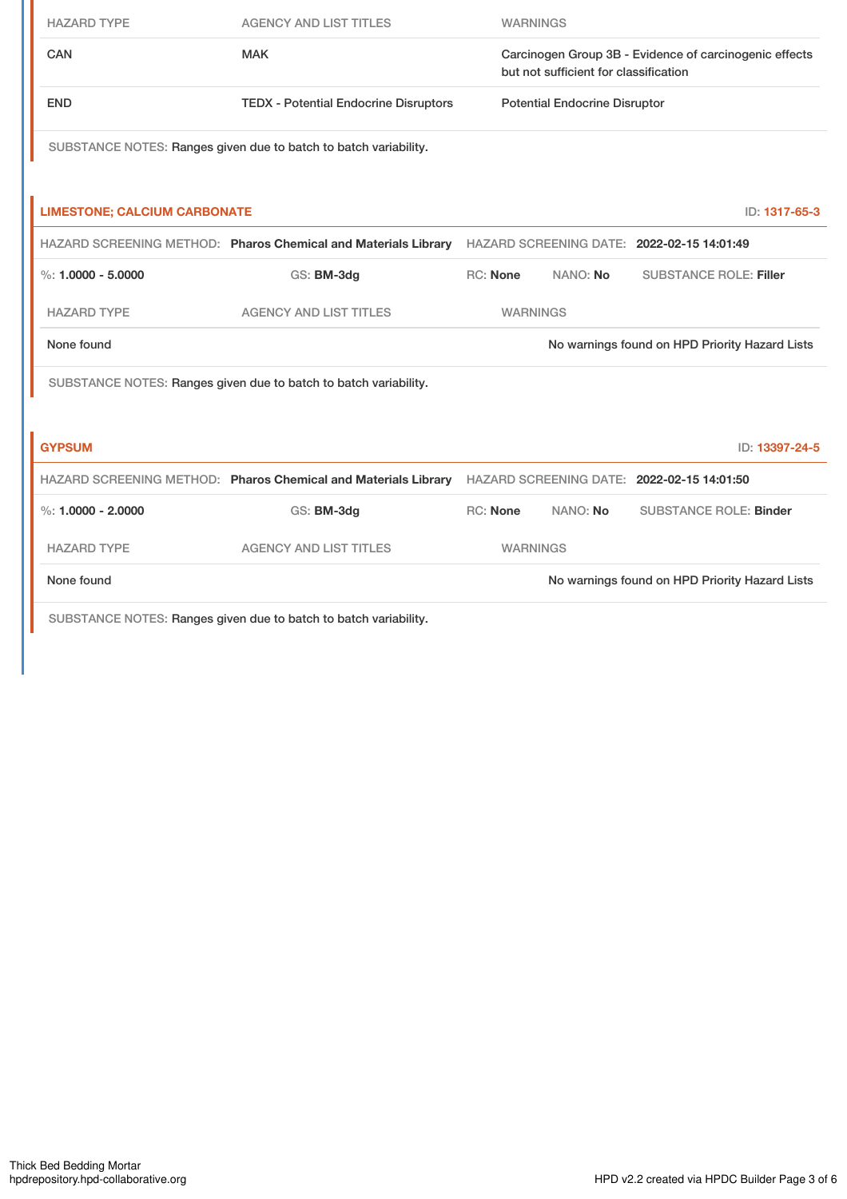| HAZARD TYPE | AGENCY AND LIST TITLES | WARNINGS |
|---|---|---|
| CAN | MAK | Carcinogen Group 3B - Evidence of carcinogenic effects but not sufficient for classification |
| END | TEDX - Potential Endocrine Disruptors | Potential Endocrine Disruptor |

SUBSTANCE NOTES: Ranges given due to batch to batch variability.

## LIMESTONE; CALCIUM CARBONATE

ID: 1317-65-3

HAZARD SCREENING METHOD: **Pharos Chemical and Materials Library** HAZARD SCREENING DATE: **2022-02-15 14:01:49**

%: **1.0000 - 5.0000** GS: **BM-3dg** RC: **None** NANO: **No** SUBSTANCE ROLE: **Filler**

| HAZARD TYPE | AGENCY AND LIST TITLES | WARNINGS |
|---|---|---|
| None found | | No warnings found on HPD Priority Hazard Lists |

SUBSTANCE NOTES: Ranges given due to batch to batch variability.

## GYPSUM

ID: 13397-24-5

HAZARD SCREENING METHOD: **Pharos Chemical and Materials Library** HAZARD SCREENING DATE: **2022-02-15 14:01:50**

%: **1.0000 - 2.0000** GS: **BM-3dg** RC: **None** NANO: **No** SUBSTANCE ROLE: **Binder**

| HAZARD TYPE | AGENCY AND LIST TITLES | WARNINGS |
|---|---|---|
| None found | | No warnings found on HPD Priority Hazard Lists |

SUBSTANCE NOTES: Ranges given due to batch to batch variability.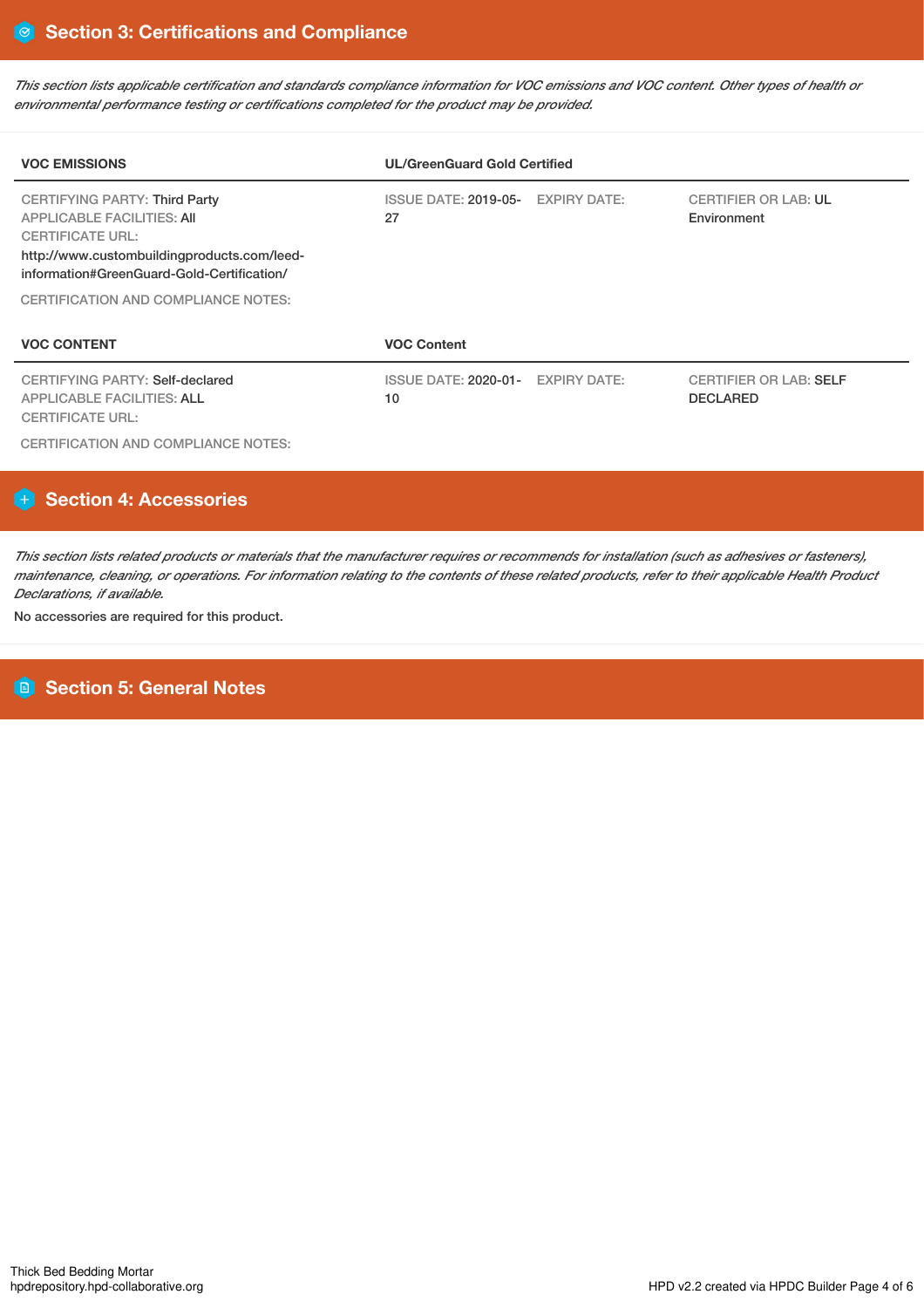## Section 3: Certifications and Compliance

*This section lists applicable certification and standards compliance information for VOC emissions and VOC content. Other types of health or environmental performance testing or certifications completed for the product may be provided.*

| VOC EMISSIONS | UL/GreenGuard Gold Certified | | |
|---|---|---|---|
| CERTIFYING PARTY: Third Party<br>APPLICABLE FACILITIES: All<br>CERTIFICATE URL:<br>http://www.custombuildingproducts.com/leed-information#GreenGuard-Gold-Certification/ | ISSUE DATE: 2019-05-27 | EXPIRY DATE: | CERTIFIER OR LAB: UL Environment |
| CERTIFICATION AND COMPLIANCE NOTES: | | | |

| VOC CONTENT | VOC Content | | |
|---|---|---|---|
| CERTIFYING PARTY: Self-declared<br>APPLICABLE FACILITIES: ALL<br>CERTIFICATE URL: | ISSUE DATE: 2020-01-10 | EXPIRY DATE: | CERTIFIER OR LAB: SELF DECLARED |
| CERTIFICATION AND COMPLIANCE NOTES: | | | |

## Section 4: Accessories

*This section lists related products or materials that the manufacturer requires or recommends for installation (such as adhesives or fasteners), maintenance, cleaning, or operations. For information relating to the contents of these related products, refer to their applicable Health Product Declarations, if available.*

No accessories are required for this product.

## Section 5: General Notes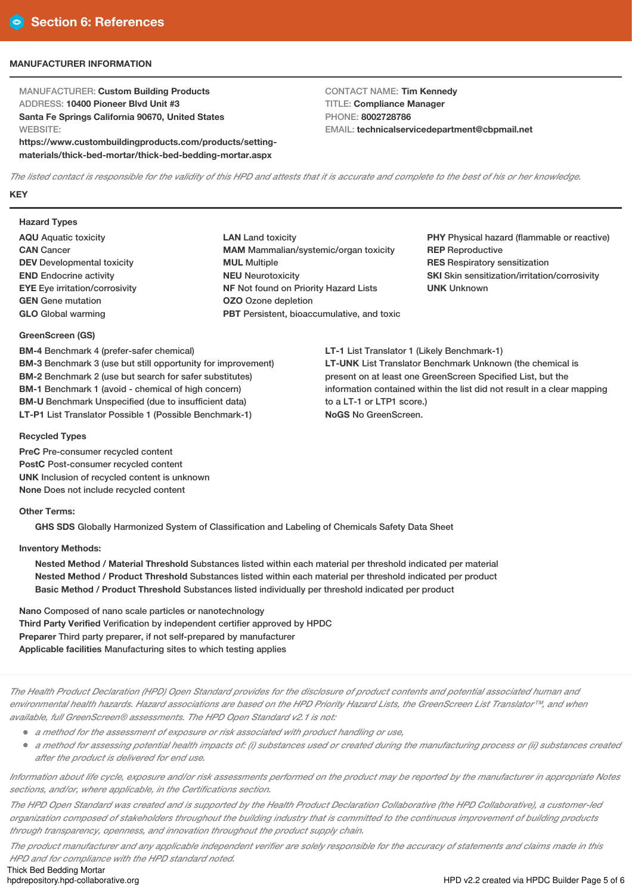# Section 6: References

## MANUFACTURER INFORMATION

MANUFACTURER: **Custom Building Products**
ADDRESS: **10400 Pioneer Blvd Unit #3**
**Santa Fe Springs California 90670, United States**
WEBSITE:
**https://www.custombuildingproducts.com/products/setting-materials/thick-bed-mortar/thick-bed-bedding-mortar.aspx**

CONTACT NAME: **Tim Kennedy**
TITLE: **Compliance Manager**
PHONE: **8002728786**
EMAIL: **technicalservicedepartment@cbpmail.net**

*The listed contact is responsible for the validity of this HPD and attests that it is accurate and complete to the best of his or her knowledge.*

## KEY

### Hazard Types

**AQU** Aquatic toxicity
**CAN** Cancer
**DEV** Developmental toxicity
**END** Endocrine activity
**EYE** Eye irritation/corrosivity
**GEN** Gene mutation
**GLO** Global warming
**LAN** Land toxicity
**MAM** Mammalian/systemic/organ toxicity
**MUL** Multiple
**NEU** Neurotoxicity
**NF** Not found on Priority Hazard Lists
**OZO** Ozone depletion
**PBT** Persistent, bioaccumulative, and toxic
**PHY** Physical hazard (flammable or reactive)
**REP** Reproductive
**RES** Respiratory sensitization
**SKI** Skin sensitization/irritation/corrosivity
**UNK** Unknown

### GreenScreen (GS)

**BM-4** Benchmark 4 (prefer-safer chemical)
**BM-3** Benchmark 3 (use but still opportunity for improvement)
**BM-2** Benchmark 2 (use but search for safer substitutes)
**BM-1** Benchmark 1 (avoid - chemical of high concern)
**BM-U** Benchmark Unspecified (due to insufficient data)
**LT-P1** List Translator Possible 1 (Possible Benchmark-1)
**LT-1** List Translator 1 (Likely Benchmark-1)
**LT-UNK** List Translator Benchmark Unknown (the chemical is present on at least one GreenScreen Specified List, but the information contained within the list did not result in a clear mapping to a LT-1 or LTP1 score.)
**NoGS** No GreenScreen.

### Recycled Types

**PreC** Pre-consumer recycled content
**PostC** Post-consumer recycled content
**UNK** Inclusion of recycled content is unknown
**None** Does not include recycled content

### Other Terms:

**GHS SDS** Globally Harmonized System of Classification and Labeling of Chemicals Safety Data Sheet

### Inventory Methods:

**Nested Method / Material Threshold** Substances listed within each material per threshold indicated per material
**Nested Method / Product Threshold** Substances listed within each material per threshold indicated per product
**Basic Method / Product Threshold** Substances listed individually per threshold indicated per product

**Nano** Composed of nano scale particles or nanotechnology
**Third Party Verified** Verification by independent certifier approved by HPDC
**Preparer** Third party preparer, if not self-prepared by manufacturer
**Applicable facilities** Manufacturing sites to which testing applies

*The Health Product Declaration (HPD) Open Standard provides for the disclosure of product contents and potential associated human and environmental health hazards. Hazard associations are based on the HPD Priority Hazard Lists, the GreenScreen List Translator™, and when available, full GreenScreen® assessments. The HPD Open Standard v2.1 is not:*

- *a method for the assessment of exposure or risk associated with product handling or use,*
- *a method for assessing potential health impacts of: (i) substances used or created during the manufacturing process or (ii) substances created after the product is delivered for end use.*

*Information about life cycle, exposure and/or risk assessments performed on the product may be reported by the manufacturer in appropriate Notes sections, and/or, where applicable, in the Certifications section.*

*The HPD Open Standard was created and is supported by the Health Product Declaration Collaborative (the HPD Collaborative), a customer-led organization composed of stakeholders throughout the building industry that is committed to the continuous improvement of building products through transparency, openness, and innovation throughout the product supply chain.*

*The product manufacturer and any applicable independent verifier are solely responsible for the accuracy of statements and claims made in this HPD and for compliance with the HPD standard noted.*